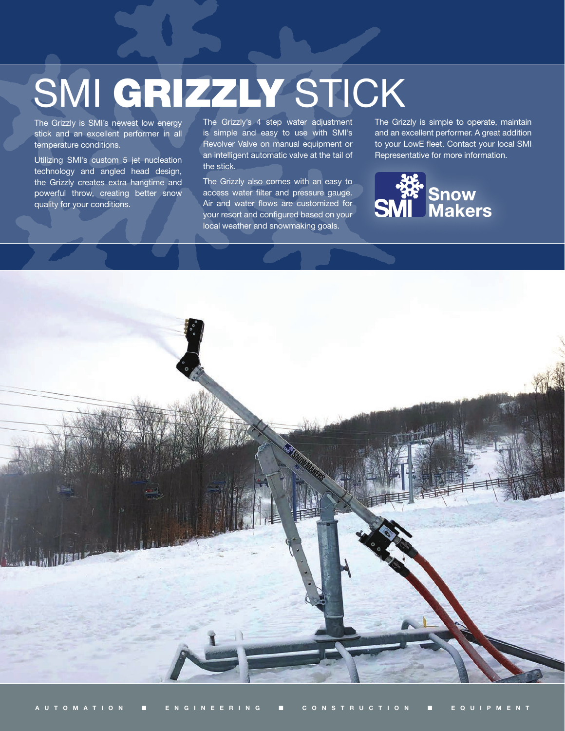# SMI **GRIZZLY** STICK

The Grizzly is SMI's newest low energy stick and an excellent performer in all temperature conditions.

Utilizing SMI's custom 5 jet nucleation technology and angled head design, the Grizzly creates extra hangtime and powerful throw, creating better snow quality for your conditions.

The Grizzly's 4 step water adjustment is simple and easy to use with SMI's Revolver Valve on manual equipment or an intelligent automatic valve at the tail of the stick.

The Grizzly also comes with an easy to access water filter and pressure gauge. Air and water flows are customized for your resort and configured based on your local weather and snowmaking goals.

The Grizzly is simple to operate, maintain and an excellent performer. A great addition to your LowE fleet. Contact your local SMI Representative for more information.

SMI Snow Makers

AUTOMATION ■ ENGINEERING ■ CONSTRUCTION ■ EQUIPMENT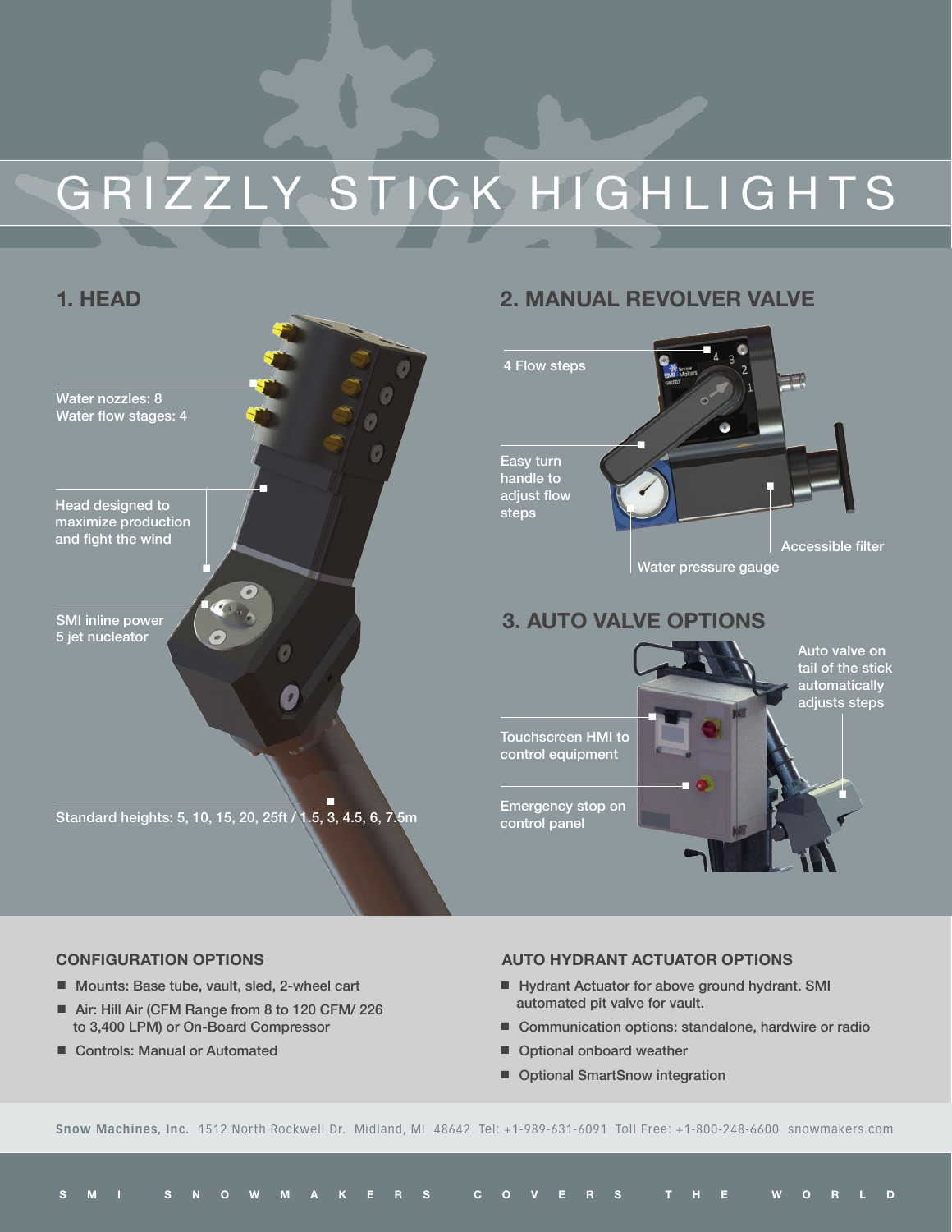# GRIZZLY STICK HIGHLIGHTS

## 1. HEAD

Water nozzles: 8
Water flow stages: 4

Head designed to maximize production and fight the wind

SMI inline power 5 jet nucleator

Standard heights: 5, 10, 15, 20, 25ft / 1.5, 3, 4.5, 6, 7.5m

## 2. MANUAL REVOLVER VALVE

4 Flow steps

Easy turn handle to adjust flow steps

Accessible filter

Water pressure gauge

## 3. AUTO VALVE OPTIONS

Auto valve on tail of the stick automatically adjusts steps

Touchscreen HMI to control equipment

Emergency stop on control panel

### CONFIGURATION OPTIONS

- Mounts: Base tube, vault, sled, 2-wheel cart
- Air: Hill Air (CFM Range from 8 to 120 CFM/ 226 to 3,400 LPM) or On-Board Compressor
- Controls: Manual or Automated

### AUTO HYDRANT ACTUATOR OPTIONS

- Hydrant Actuator for above ground hydrant. SMI automated pit valve for vault.
- Communication options: standalone, hardwire or radio
- Optional onboard weather
- Optional SmartSnow integration

**Snow Machines, Inc.** 1512 North Rockwell Dr. Midland, MI 48642 Tel: +1-989-631-6091 Toll Free: +1-800-248-6600 snowmakers.com

SMI SNOWMAKERS COVERS THE WORLD